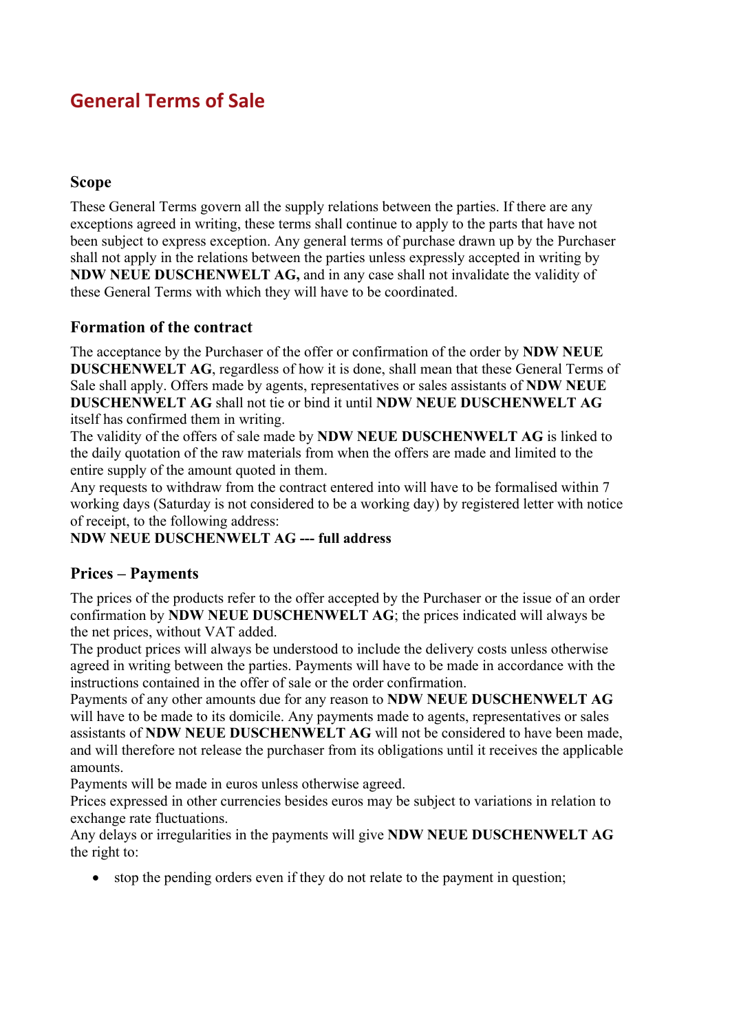# General Terms of Sale

## Scope

These General Terms govern all the supply relations between the parties. If there are any exceptions agreed in writing, these terms shall continue to apply to the parts that have not been subject to express exception. Any general terms of purchase drawn up by the Purchaser shall not apply in the relations between the parties unless expressly accepted in writing by **NDW NEUE DUSCHENWELT AG,** and in any case shall not invalidate the validity of these General Terms with which they will have to be coordinated.

## Formation of the contract

The acceptance by the Purchaser of the offer or confirmation of the order by **NDW NEUE DUSCHENWELT AG**, regardless of how it is done, shall mean that these General Terms of Sale shall apply. Offers made by agents, representatives or sales assistants of **NDW NEUE DUSCHENWELT AG** shall not tie or bind it until **NDW NEUE DUSCHENWELT AG** itself has confirmed them in writing.

The validity of the offers of sale made by **NDW NEUE DUSCHENWELT AG** is linked to the daily quotation of the raw materials from when the offers are made and limited to the entire supply of the amount quoted in them.

Any requests to withdraw from the contract entered into will have to be formalised within 7 working days (Saturday is not considered to be a working day) by registered letter with notice of receipt, to the following address:

**NDW NEUE DUSCHENWELT AG --- full address**

## Prices – Payments

The prices of the products refer to the offer accepted by the Purchaser or the issue of an order confirmation by **NDW NEUE DUSCHENWELT AG**; the prices indicated will always be the net prices, without VAT added.

The product prices will always be understood to include the delivery costs unless otherwise agreed in writing between the parties. Payments will have to be made in accordance with the instructions contained in the offer of sale or the order confirmation.

Payments of any other amounts due for any reason to **NDW NEUE DUSCHENWELT AG** will have to be made to its domicile. Any payments made to agents, representatives or sales assistants of **NDW NEUE DUSCHENWELT AG** will not be considered to have been made, and will therefore not release the purchaser from its obligations until it receives the applicable amounts.

Payments will be made in euros unless otherwise agreed.

Prices expressed in other currencies besides euros may be subject to variations in relation to exchange rate fluctuations.

Any delays or irregularities in the payments will give **NDW NEUE DUSCHENWELT AG** the right to:

- stop the pending orders even if they do not relate to the payment in question;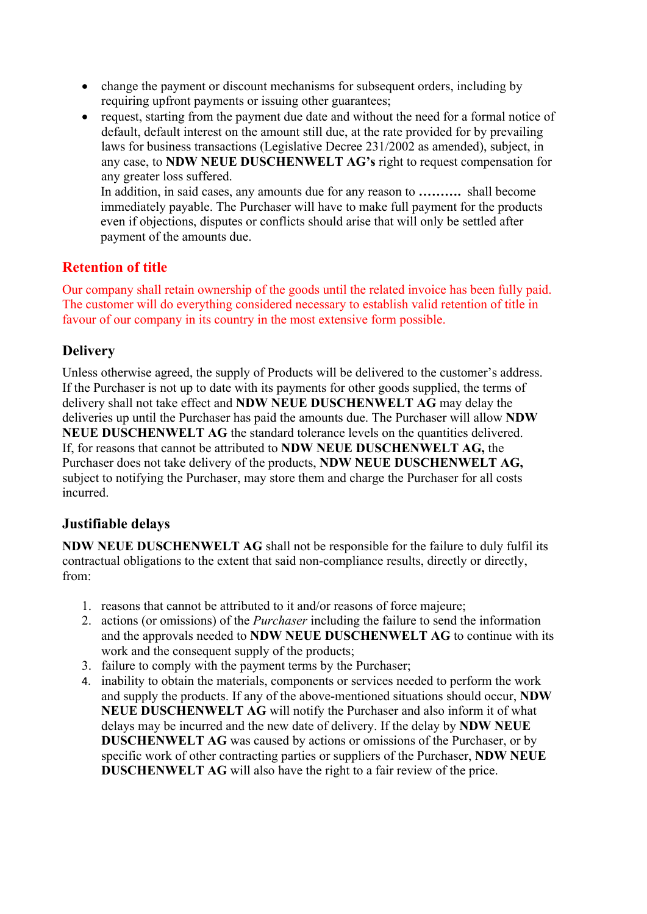- change the payment or discount mechanisms for subsequent orders, including by requiring upfront payments or issuing other guarantees;
- request, starting from the payment due date and without the need for a formal notice of default, default interest on the amount still due, at the rate provided for by prevailing laws for business transactions (Legislative Decree 231/2002 as amended), subject, in any case, to **NDW NEUE DUSCHENWELT AG's** right to request compensation for any greater loss suffered.
  In addition, in said cases, any amounts due for any reason to **……….** shall become immediately payable. The Purchaser will have to make full payment for the products even if objections, disputes or conflicts should arise that will only be settled after payment of the amounts due.

## Retention of title

Our company shall retain ownership of the goods until the related invoice has been fully paid. The customer will do everything considered necessary to establish valid retention of title in favour of our company in its country in the most extensive form possible.

## Delivery

Unless otherwise agreed, the supply of Products will be delivered to the customer's address. If the Purchaser is not up to date with its payments for other goods supplied, the terms of delivery shall not take effect and **NDW NEUE DUSCHENWELT AG** may delay the deliveries up until the Purchaser has paid the amounts due. The Purchaser will allow **NDW NEUE DUSCHENWELT AG** the standard tolerance levels on the quantities delivered. If, for reasons that cannot be attributed to **NDW NEUE DUSCHENWELT AG,** the Purchaser does not take delivery of the products, **NDW NEUE DUSCHENWELT AG,** subject to notifying the Purchaser, may store them and charge the Purchaser for all costs incurred.

## Justifiable delays

**NDW NEUE DUSCHENWELT AG** shall not be responsible for the failure to duly fulfil its contractual obligations to the extent that said non-compliance results, directly or directly, from:

1. reasons that cannot be attributed to it and/or reasons of force majeure;
2. actions (or omissions) of the *Purchaser* including the failure to send the information and the approvals needed to **NDW NEUE DUSCHENWELT AG** to continue with its work and the consequent supply of the products;
3. failure to comply with the payment terms by the Purchaser;
4. inability to obtain the materials, components or services needed to perform the work and supply the products. If any of the above-mentioned situations should occur, **NDW NEUE DUSCHENWELT AG** will notify the Purchaser and also inform it of what delays may be incurred and the new date of delivery. If the delay by **NDW NEUE DUSCHENWELT AG** was caused by actions or omissions of the Purchaser, or by specific work of other contracting parties or suppliers of the Purchaser, **NDW NEUE DUSCHENWELT AG** will also have the right to a fair review of the price.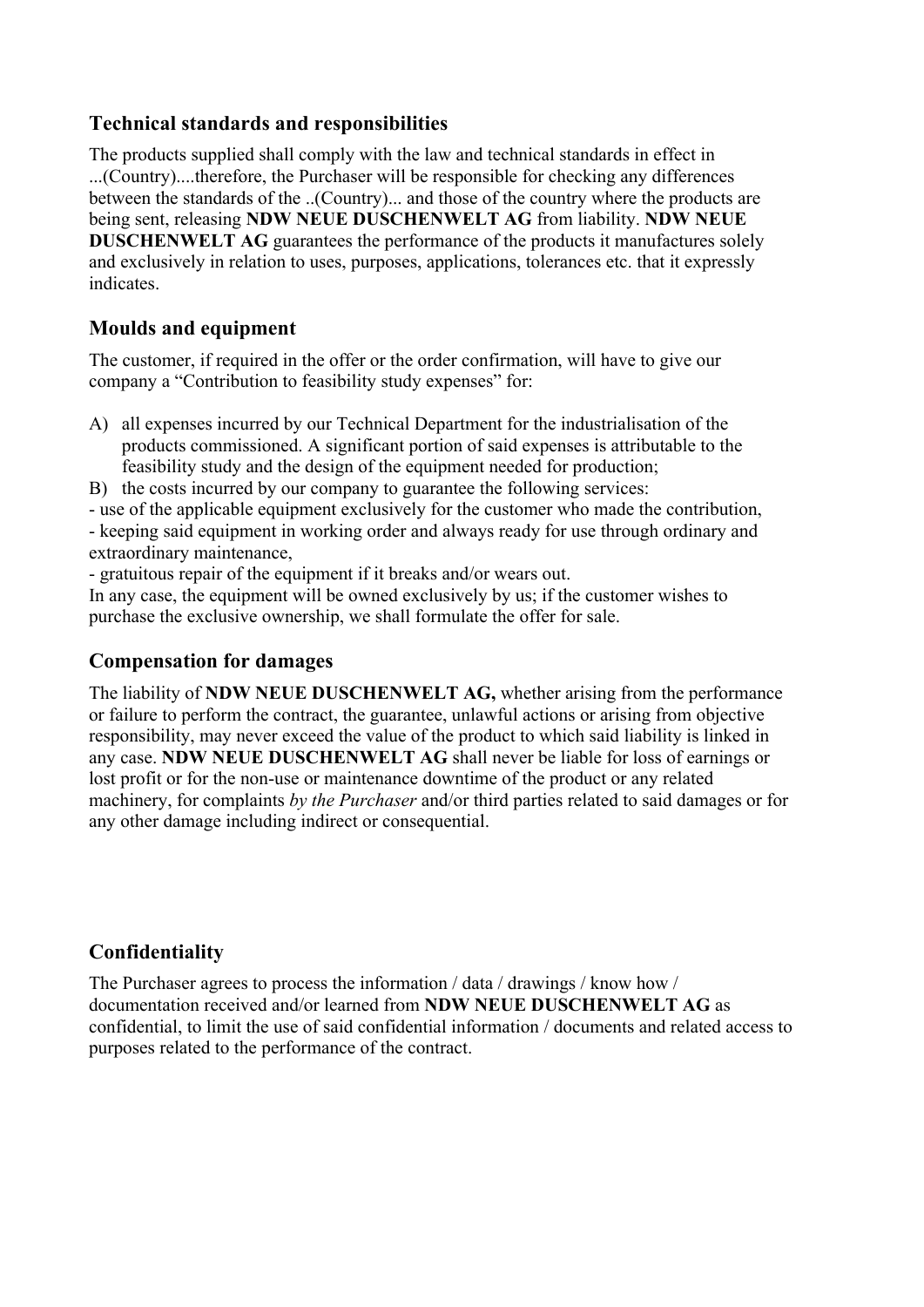## Technical standards and responsibilities

The products supplied shall comply with the law and technical standards in effect in ...(Country)....therefore, the Purchaser will be responsible for checking any differences between the standards of the ..(Country)... and those of the country where the products are being sent, releasing **NDW NEUE DUSCHENWELT AG** from liability. **NDW NEUE DUSCHENWELT AG** guarantees the performance of the products it manufactures solely and exclusively in relation to uses, purposes, applications, tolerances etc. that it expressly indicates.

## Moulds and equipment

The customer, if required in the offer or the order confirmation, will have to give our company a "Contribution to feasibility study expenses" for:

A) all expenses incurred by our Technical Department for the industrialisation of the products commissioned. A significant portion of said expenses is attributable to the feasibility study and the design of the equipment needed for production;
B) the costs incurred by our company to guarantee the following services:

- use of the applicable equipment exclusively for the customer who made the contribution,
- keeping said equipment in working order and always ready for use through ordinary and extraordinary maintenance,
- gratuitous repair of the equipment if it breaks and/or wears out.

In any case, the equipment will be owned exclusively by us; if the customer wishes to purchase the exclusive ownership, we shall formulate the offer for sale.

## Compensation for damages

The liability of **NDW NEUE DUSCHENWELT AG,** whether arising from the performance or failure to perform the contract, the guarantee, unlawful actions or arising from objective responsibility, may never exceed the value of the product to which said liability is linked in any case. **NDW NEUE DUSCHENWELT AG** shall never be liable for loss of earnings or lost profit or for the non-use or maintenance downtime of the product or any related machinery, for complaints *by the Purchaser* and/or third parties related to said damages or for any other damage including indirect or consequential.

## Confidentiality

The Purchaser agrees to process the information / data / drawings / know how / documentation received and/or learned from **NDW NEUE DUSCHENWELT AG** as confidential, to limit the use of said confidential information / documents and related access to purposes related to the performance of the contract.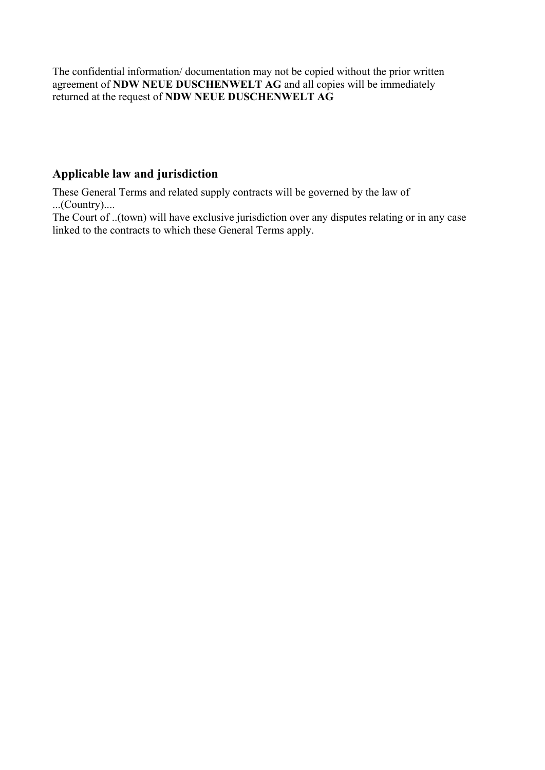The confidential information/ documentation may not be copied without the prior written agreement of **NDW NEUE DUSCHENWELT AG** and all copies will be immediately returned at the request of **NDW NEUE DUSCHENWELT AG**

## Applicable law and jurisdiction

These General Terms and related supply contracts will be governed by the law of ...(Country)....
The Court of ..(town) will have exclusive jurisdiction over any disputes relating or in any case linked to the contracts to which these General Terms apply.